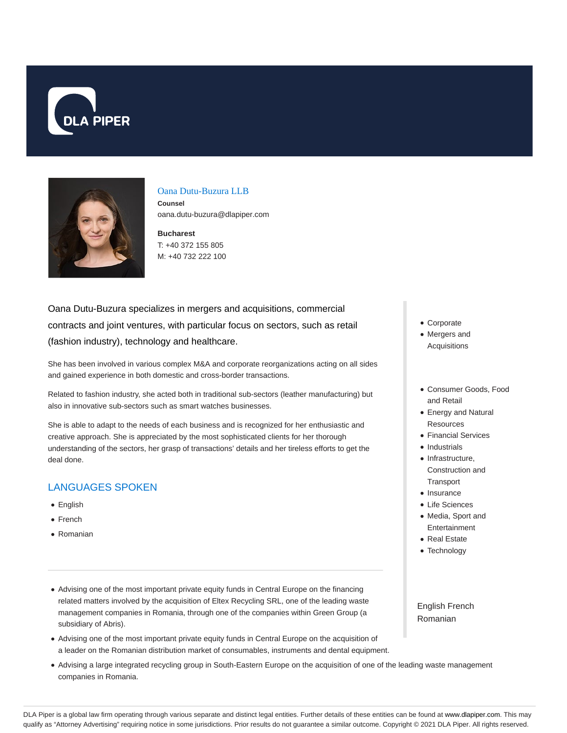# Oana Dutu-Buzura LLB

**Counsel**

oana.dutu-buzura@dlapiper.com

**Bucharest**

T: +40 372 155 805

M: +40 732 222 100

Oana Dutu-Buzura specializes in mergers and acquisitions, commercial contracts and joint ventures, with particular focus on sectors, such as retail (fashion industry), technology and healthcare.

She has been involved in various complex M&A and corporate reorganizations acting on all sides and gained experience in both domestic and cross-border transactions.

Related to fashion industry, she acted both in traditional sub-sectors (leather manufacturing) but also in innovative sub-sectors such as smart watches businesses.

She is able to adapt to the needs of each business and is recognized for her enthusiastic and creative approach. She is appreciated by the most sophisticated clients for her thorough understanding of the sectors, her grasp of transactions' details and her tireless efforts to get the deal done.

## LANGUAGES SPOKEN

- English
- French
- Romanian

---

- Advising one of the most important private equity funds in Central Europe on the financing related matters involved by the acquisition of Eltex Recycling SRL, one of the leading waste management companies in Romania, through one of the companies within Green Group (a subsidiary of Abris).
- Advising one of the most important private equity funds in Central Europe on the acquisition of a leader on the Romanian distribution market of consumables, instruments and dental equipment.
- Advising a large integrated recycling group in South-Eastern Europe on the acquisition of one of the leading waste management companies in Romania.

- Corporate
- Mergers and Acquisitions

- Consumer Goods, Food and Retail
- Energy and Natural Resources
- Financial Services
- Industrials
- Infrastructure, Construction and Transport
- Insurance
- Life Sciences
- Media, Sport and Entertainment
- Real Estate
- Technology

English French Romanian

DLA Piper is a global law firm operating through various separate and distinct legal entities. Further details of these entities can be found at www.dlapiper.com. This may qualify as "Attorney Advertising" requiring notice in some jurisdictions. Prior results do not guarantee a similar outcome. Copyright © 2021 DLA Piper. All rights reserved.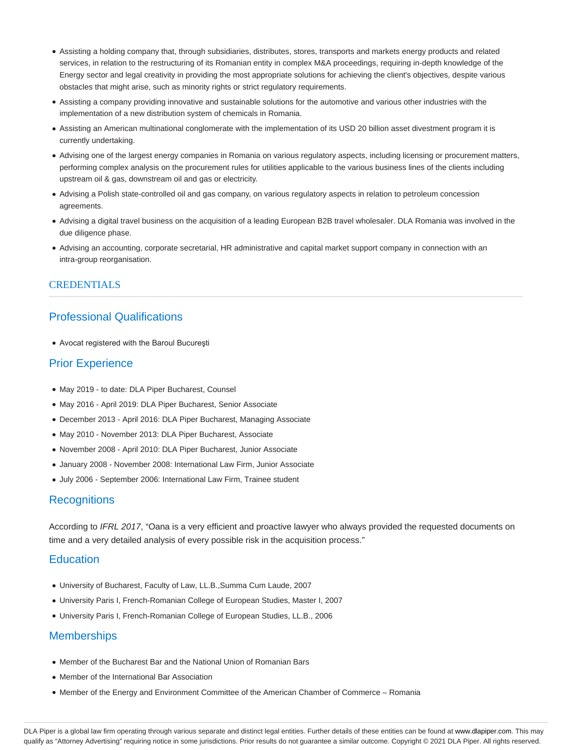- Assisting a holding company that, through subsidiaries, distributes, stores, transports and markets energy products and related services, in relation to the restructuring of its Romanian entity in complex M&A proceedings, requiring in-depth knowledge of the Energy sector and legal creativity in providing the most appropriate solutions for achieving the client's objectives, despite various obstacles that might arise, such as minority rights or strict regulatory requirements.
- Assisting a company providing innovative and sustainable solutions for the automotive and various other industries with the implementation of a new distribution system of chemicals in Romania.
- Assisting an American multinational conglomerate with the implementation of its USD 20 billion asset divestment program it is currently undertaking.
- Advising one of the largest energy companies in Romania on various regulatory aspects, including licensing or procurement matters, performing complex analysis on the procurement rules for utilities applicable to the various business lines of the clients including upstream oil & gas, downstream oil and gas or electricity.
- Advising a Polish state-controlled oil and gas company, on various regulatory aspects in relation to petroleum concession agreements.
- Advising a digital travel business on the acquisition of a leading European B2B travel wholesaler. DLA Romania was involved in the due diligence phase.
- Advising an accounting, corporate secretarial, HR administrative and capital market support company in connection with an intra-group reorganisation.

## CREDENTIALS

### Professional Qualifications

- Avocat registered with the Baroul Bucureşti

### Prior Experience

- May 2019 - to date: DLA Piper Bucharest, Counsel
- May 2016 - April 2019: DLA Piper Bucharest, Senior Associate
- December 2013 - April 2016: DLA Piper Bucharest, Managing Associate
- May 2010 - November 2013: DLA Piper Bucharest, Associate
- November 2008 - April 2010: DLA Piper Bucharest, Junior Associate
- January 2008 - November 2008: International Law Firm, Junior Associate
- July 2006 - September 2006: International Law Firm, Trainee student

### Recognitions

According to *IFRL 2017*, “Oana is a very efficient and proactive lawyer who always provided the requested documents on time and a very detailed analysis of every possible risk in the acquisition process.”

### Education

- University of Bucharest, Faculty of Law, LL.B.,Summa Cum Laude, 2007
- University Paris I, French-Romanian College of European Studies, Master I, 2007
- University Paris I, French-Romanian College of European Studies, LL.B., 2006

### Memberships

- Member of the Bucharest Bar and the National Union of Romanian Bars
- Member of the International Bar Association
- Member of the Energy and Environment Committee of the American Chamber of Commerce – Romania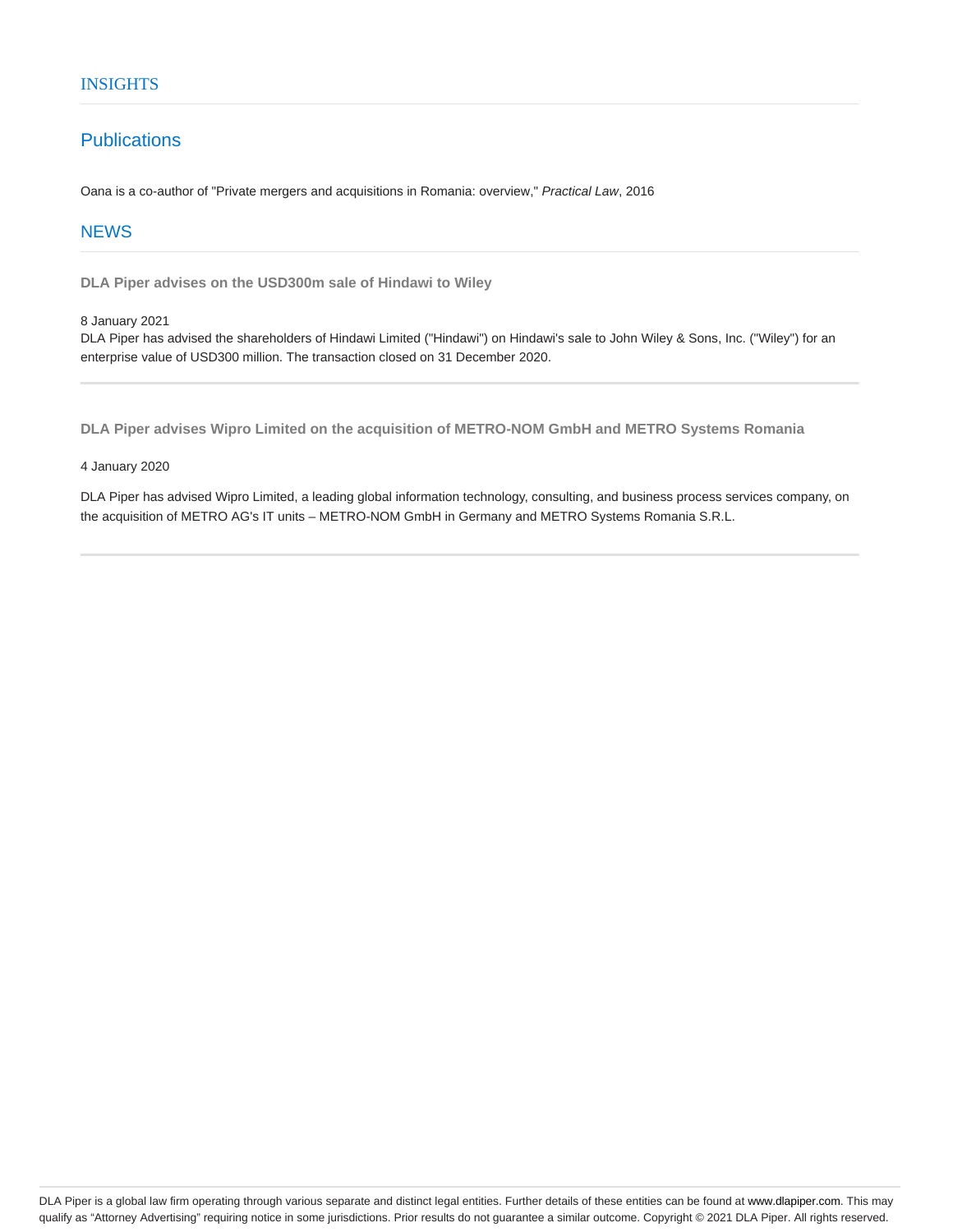## INSIGHTS

### Publications

Oana is a co-author of "Private mergers and acquisitions in Romania: overview," *Practical Law*, 2016

### NEWS

**DLA Piper advises on the USD300m sale of Hindawi to Wiley**

8 January 2021

DLA Piper has advised the shareholders of Hindawi Limited ("Hindawi") on Hindawi's sale to John Wiley & Sons, Inc. ("Wiley") for an enterprise value of USD300 million. The transaction closed on 31 December 2020.

**DLA Piper advises Wipro Limited on the acquisition of METRO-NOM GmbH and METRO Systems Romania**

4 January 2020

DLA Piper has advised Wipro Limited, a leading global information technology, consulting, and business process services company, on the acquisition of METRO AG's IT units – METRO-NOM GmbH in Germany and METRO Systems Romania S.R.L.

DLA Piper is a global law firm operating through various separate and distinct legal entities. Further details of these entities can be found at www.dlapiper.com. This may qualify as "Attorney Advertising" requiring notice in some jurisdictions. Prior results do not guarantee a similar outcome. Copyright © 2021 DLA Piper. All rights reserved.